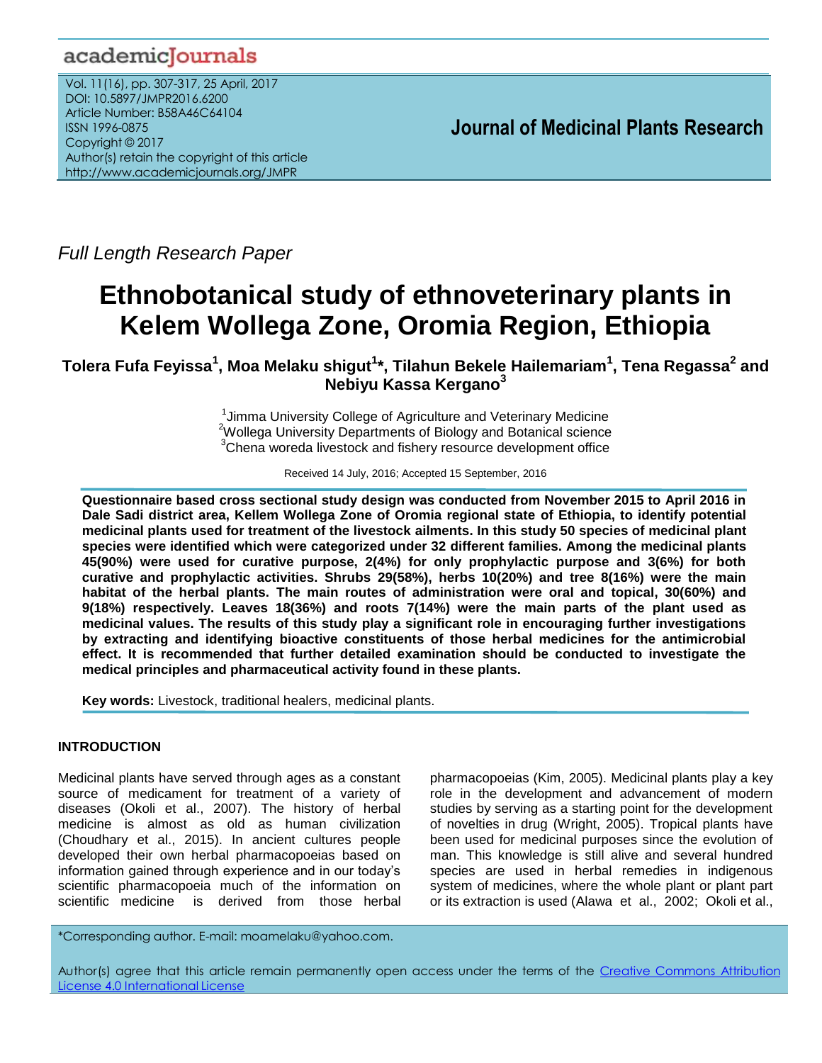*Full Length Research Paper*

# Ethnobotanical study of ethnoveterinary plants in Kelem Wollega Zone, Oromia Region, Ethiopia

**Tolera Fufa Feyissa[1], Moa Melaku shigut[1]*, Tilahun Bekele Hailemariam[1], Tena Regassa[2] and Nebiyu Kassa Kergano[3]**

[1]Jimma University College of Agriculture and Veterinary Medicine
[2]Wollega University Departments of Biology and Botanical science
[3]Chena woreda livestock and fishery resource development office

Received 14 July, 2016; Accepted 15 September, 2016

**Questionnaire based cross sectional study design was conducted from November 2015 to April 2016 in Dale Sadi district area, Kellem Wollega Zone of Oromia regional state of Ethiopia, to identify potential medicinal plants used for treatment of the livestock ailments. In this study 50 species of medicinal plant species were identified which were categorized under 32 different families. Among the medicinal plants 45(90%) were used for curative purpose, 2(4%) for only prophylactic purpose and 3(6%) for both curative and prophylactic activities. Shrubs 29(58%), herbs 10(20%) and tree 8(16%) were the main habitat of the herbal plants. The main routes of administration were oral and topical, 30(60%) and 9(18%) respectively. Leaves 18(36%) and roots 7(14%) were the main parts of the plant used as medicinal values. The results of this study play a significant role in encouraging further investigations by extracting and identifying bioactive constituents of those herbal medicines for the antimicrobial effect. It is recommended that further detailed examination should be conducted to investigate the medical principles and pharmaceutical activity found in these plants.**

**Key words:** Livestock, traditional healers, medicinal plants.

## INTRODUCTION

Medicinal plants have served through ages as a constant source of medicament for treatment of a variety of diseases (Okoli et al., 2007). The history of herbal medicine is almost as old as human civilization (Choudhary et al., 2015). In ancient cultures people developed their own herbal pharmacopoeias based on information gained through experience and in our today's scientific pharmacopoeia much of the information on scientific medicine is derived from those herbal pharmacopoeias (Kim, 2005). Medicinal plants play a key role in the development and advancement of modern studies by serving as a starting point for the development of novelties in drug (Wright, 2005). Tropical plants have been used for medicinal purposes since the evolution of man. This knowledge is still alive and several hundred species are used in herbal remedies in indigenous system of medicines, where the whole plant or plant part or its extraction is used (Alawa et al., 2002; Okoli et al.,

*Corresponding author. E-mail: moamelaku@yahoo.com.

Author(s) agree that this article remain permanently open access under the terms of the Creative Commons Attribution License 4.0 International License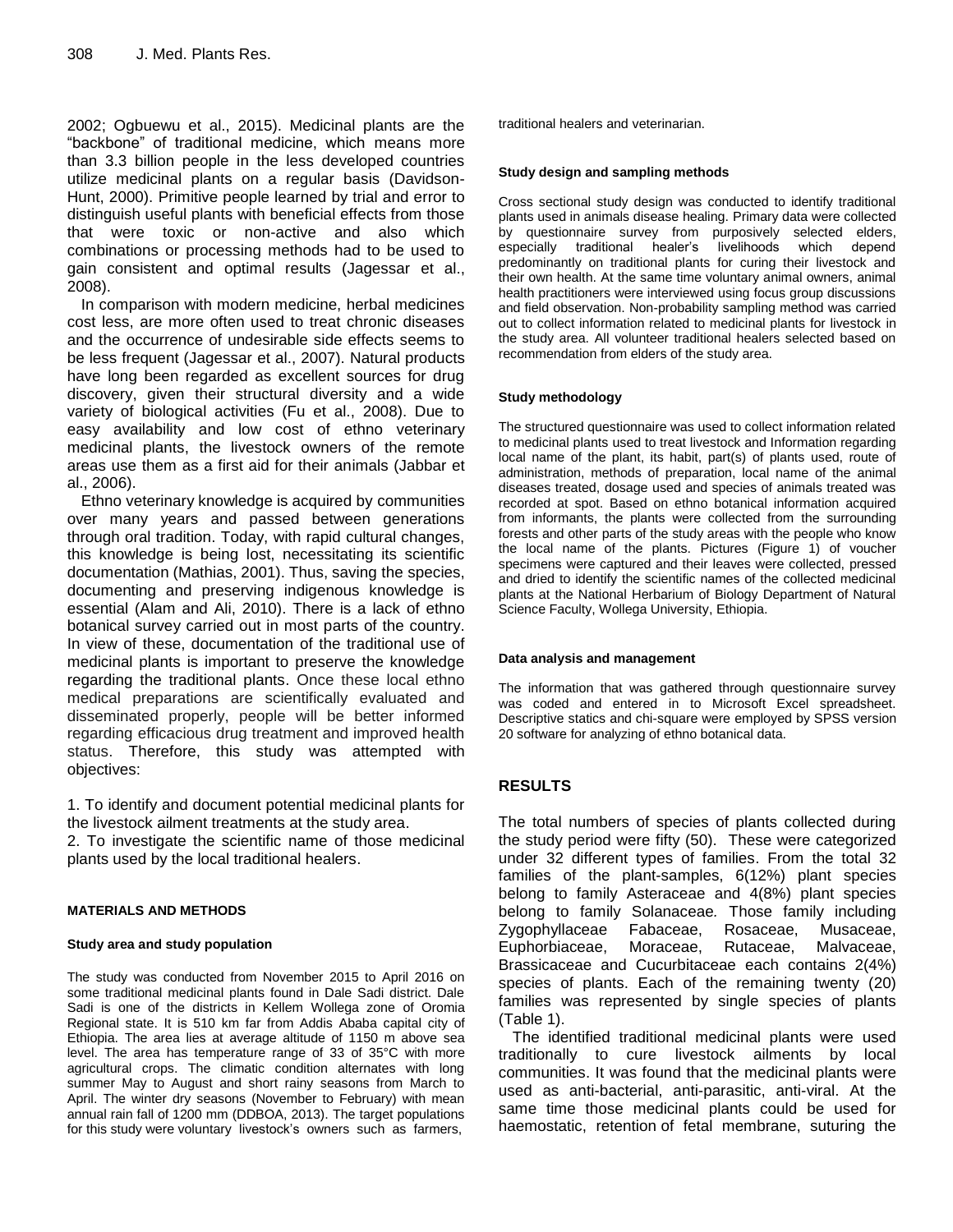2002; Ogbuewu et al., 2015). Medicinal plants are the "backbone" of traditional medicine, which means more than 3.3 billion people in the less developed countries utilize medicinal plants on a regular basis (Davidson-Hunt, 2000). Primitive people learned by trial and error to distinguish useful plants with beneficial effects from those that were toxic or non-active and also which combinations or processing methods had to be used to gain consistent and optimal results (Jagessar et al., 2008).

In comparison with modern medicine, herbal medicines cost less, are more often used to treat chronic diseases and the occurrence of undesirable side effects seems to be less frequent (Jagessar et al., 2007). Natural products have long been regarded as excellent sources for drug discovery, given their structural diversity and a wide variety of biological activities (Fu et al., 2008). Due to easy availability and low cost of ethno veterinary medicinal plants, the livestock owners of the remote areas use them as a first aid for their animals (Jabbar et al., 2006).

Ethno veterinary knowledge is acquired by communities over many years and passed between generations through oral tradition. Today, with rapid cultural changes, this knowledge is being lost, necessitating its scientific documentation (Mathias, 2001). Thus, saving the species, documenting and preserving indigenous knowledge is essential (Alam and Ali, 2010). There is a lack of ethno botanical survey carried out in most parts of the country. In view of these, documentation of the traditional use of medicinal plants is important to preserve the knowledge regarding the traditional plants. Once these local ethno medical preparations are scientifically evaluated and disseminated properly, people will be better informed regarding efficacious drug treatment and improved health status. Therefore, this study was attempted with objectives:

1. To identify and document potential medicinal plants for the livestock ailment treatments at the study area.
2. To investigate the scientific name of those medicinal plants used by the local traditional healers.

## MATERIALS AND METHODS

### Study area and study population

The study was conducted from November 2015 to April 2016 on some traditional medicinal plants found in Dale Sadi district. Dale Sadi is one of the districts in Kellem Wollega zone of Oromia Regional state. It is 510 km far from Addis Ababa capital city of Ethiopia. The area lies at average altitude of 1150 m above sea level. The area has temperature range of 33 of 35°C with more agricultural crops. The climatic condition alternates with long summer May to August and short rainy seasons from March to April. The winter dry seasons (November to February) with mean annual rain fall of 1200 mm (DDBOA, 2013). The target populations for this study were voluntary livestock's owners such as farmers, traditional healers and veterinarian.

### Study design and sampling methods

Cross sectional study design was conducted to identify traditional plants used in animals disease healing. Primary data were collected by questionnaire survey from purposively selected elders, especially traditional healer's livelihoods which depend predominantly on traditional plants for curing their livestock and their own health. At the same time voluntary animal owners, animal health practitioners were interviewed using focus group discussions and field observation. Non-probability sampling method was carried out to collect information related to medicinal plants for livestock in the study area. All volunteer traditional healers selected based on recommendation from elders of the study area.

### Study methodology

The structured questionnaire was used to collect information related to medicinal plants used to treat livestock and Information regarding local name of the plant, its habit, part(s) of plants used, route of administration, methods of preparation, local name of the animal diseases treated, dosage used and species of animals treated was recorded at spot. Based on ethno botanical information acquired from informants, the plants were collected from the surrounding forests and other parts of the study areas with the people who know the local name of the plants. Pictures (Figure 1) of voucher specimens were captured and their leaves were collected, pressed and dried to identify the scientific names of the collected medicinal plants at the National Herbarium of Biology Department of Natural Science Faculty, Wollega University, Ethiopia.

### Data analysis and management

The information that was gathered through questionnaire survey was coded and entered in to Microsoft Excel spreadsheet. Descriptive statics and chi-square were employed by SPSS version 20 software for analyzing of ethno botanical data.

## RESULTS

The total numbers of species of plants collected during the study period were fifty (50). These were categorized under 32 different types of families. From the total 32 families of the plant-samples, 6(12%) plant species belong to family Asteraceae and 4(8%) plant species belong to family Solanaceae*.* Those family including Zygophyllaceae Fabaceae, Rosaceae, Musaceae, Euphorbiaceae, Moraceae, Rutaceae, Malvaceae, Brassicaceae and Cucurbitaceae each contains 2(4%) species of plants. Each of the remaining twenty (20) families was represented by single species of plants (Table 1).

The identified traditional medicinal plants were used traditionally to cure livestock ailments by local communities. It was found that the medicinal plants were used as anti-bacterial, anti-parasitic, anti-viral. At the same time those medicinal plants could be used for haemostatic, retention of fetal membrane, suturing the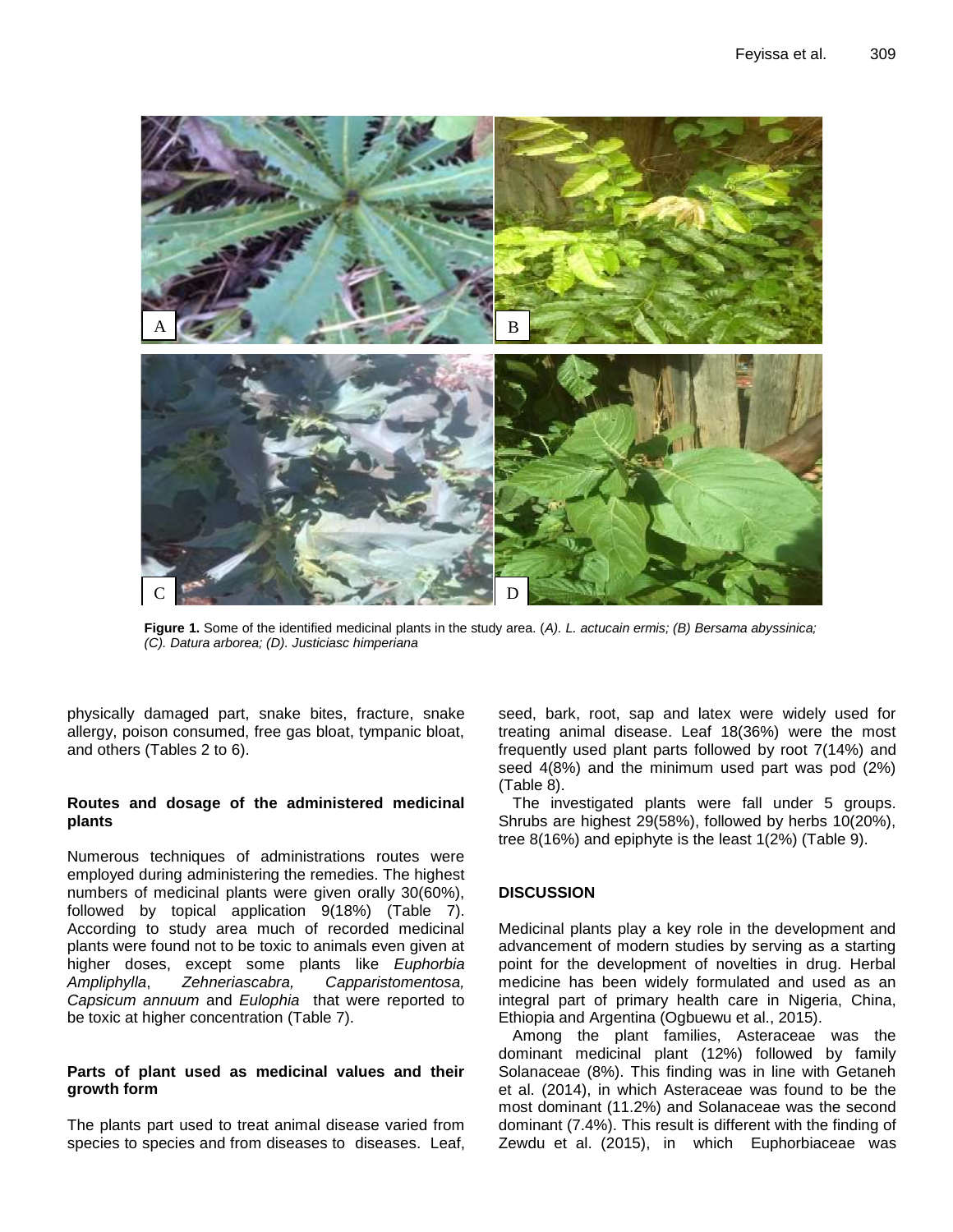**Figure 1.** Some of the identified medicinal plants in the study area. (*A). L. actucain ermis; (B) Bersama abyssinica; (C). Datura arborea; (D). Justiciasc himperiana*

physically damaged part, snake bites, fracture, snake allergy, poison consumed, free gas bloat, tympanic bloat, and others (Tables 2 to 6).

### Routes and dosage of the administered medicinal plants

Numerous techniques of administrations routes were employed during administering the remedies. The highest numbers of medicinal plants were given orally 30(60%), followed by topical application 9(18%) (Table 7). According to study area much of recorded medicinal plants were found not to be toxic to animals even given at higher doses, except some plants like *Euphorbia Ampliphylla*, *Zehneriascabra, Capparistomentosa, Capsicum annuum* and *Eulophia* that were reported to be toxic at higher concentration (Table 7).

### Parts of plant used as medicinal values and their growth form

The plants part used to treat animal disease varied from species to species and from diseases to diseases. Leaf, seed, bark, root, sap and latex were widely used for treating animal disease. Leaf 18(36%) were the most frequently used plant parts followed by root 7(14%) and seed 4(8%) and the minimum used part was pod (2%) (Table 8).

The investigated plants were fall under 5 groups. Shrubs are highest 29(58%), followed by herbs 10(20%), tree 8(16%) and epiphyte is the least 1(2%) (Table 9).

## DISCUSSION

Medicinal plants play a key role in the development and advancement of modern studies by serving as a starting point for the development of novelties in drug. Herbal medicine has been widely formulated and used as an integral part of primary health care in Nigeria, China, Ethiopia and Argentina (Ogbuewu et al., 2015).

Among the plant families, Asteraceae was the dominant medicinal plant (12%) followed by family Solanaceae (8%). This finding was in line with Getaneh et al. (2014), in which Asteraceae was found to be the most dominant (11.2%) and Solanaceae was the second dominant (7.4%). This result is different with the finding of Zewdu et al. (2015), in which Euphorbiaceae was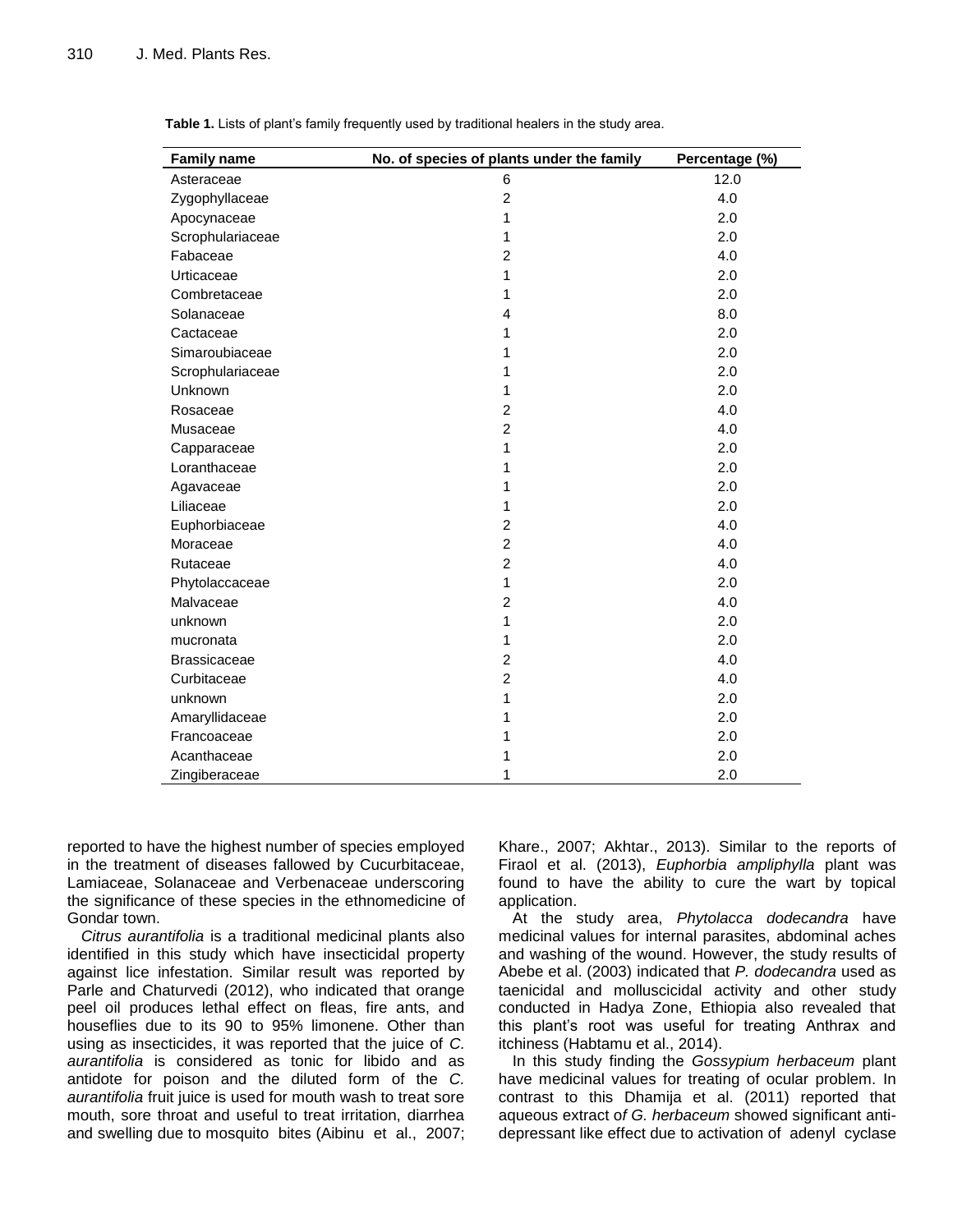**Table 1.** Lists of plant's family frequently used by traditional healers in the study area.

| Family name | No. of species of plants under the family | Percentage (%) |
|---|---|---|
| Asteraceae | 6 | 12.0 |
| Zygophyllaceae | 2 | 4.0 |
| Apocynaceae | 1 | 2.0 |
| Scrophulariaceae | 1 | 2.0 |
| Fabaceae | 2 | 4.0 |
| Urticaceae | 1 | 2.0 |
| Combretaceae | 1 | 2.0 |
| Solanaceae | 4 | 8.0 |
| Cactaceae | 1 | 2.0 |
| Simaroubiaceae | 1 | 2.0 |
| Scrophulariaceae | 1 | 2.0 |
| Unknown | 1 | 2.0 |
| Rosaceae | 2 | 4.0 |
| Musaceae | 2 | 4.0 |
| Capparaceae | 1 | 2.0 |
| Loranthaceae | 1 | 2.0 |
| Agavaceae | 1 | 2.0 |
| Liliaceae | 1 | 2.0 |
| Euphorbiaceae | 2 | 4.0 |
| Moraceae | 2 | 4.0 |
| Rutaceae | 2 | 4.0 |
| Phytolaccaceae | 1 | 2.0 |
| Malvaceae | 2 | 4.0 |
| unknown | 1 | 2.0 |
| mucronata | 1 | 2.0 |
| Brassicaceae | 2 | 4.0 |
| Curbitaceae | 2 | 4.0 |
| unknown | 1 | 2.0 |
| Amaryllidaceae | 1 | 2.0 |
| Francoaceae | 1 | 2.0 |
| Acanthaceae | 1 | 2.0 |
| Zingiberaceae | 1 | 2.0 |

reported to have the highest number of species employed in the treatment of diseases fallowed by Cucurbitaceae, Lamiaceae, Solanaceae and Verbenaceae underscoring the significance of these species in the ethnomedicine of Gondar town.

*Citrus aurantifolia* is a traditional medicinal plants also identified in this study which have insecticidal property against lice infestation. Similar result was reported by Parle and Chaturvedi (2012), who indicated that orange peel oil produces lethal effect on fleas, fire ants, and houseflies due to its 90 to 95% limonene. Other than using as insecticides, it was reported that the juice of *C. aurantifolia* is considered as tonic for libido and as antidote for poison and the diluted form of the *C. aurantifolia* fruit juice is used for mouth wash to treat sore mouth, sore throat and useful to treat irritation, diarrhea and swelling due to mosquito bites (Aibinu et al., 2007; Khare., 2007; Akhtar., 2013). Similar to the reports of Firaol et al. (2013), *Euphorbia ampliphylla* plant was found to have the ability to cure the wart by topical application.

At the study area, *Phytolacca dodecandra* have medicinal values for internal parasites, abdominal aches and washing of the wound. However, the study results of Abebe et al. (2003) indicated that *P. dodecandra* used as taenicidal and molluscicidal activity and other study conducted in Hadya Zone, Ethiopia also revealed that this plant's root was useful for treating Anthrax and itchiness (Habtamu et al., 2014).

In this study finding the *Gossypium herbaceum* plant have medicinal values for treating of ocular problem. In contrast to this Dhamija et al. (2011) reported that aqueous extract of *G. herbaceum* showed significant anti-depressant like effect due to activation of adenyl cyclase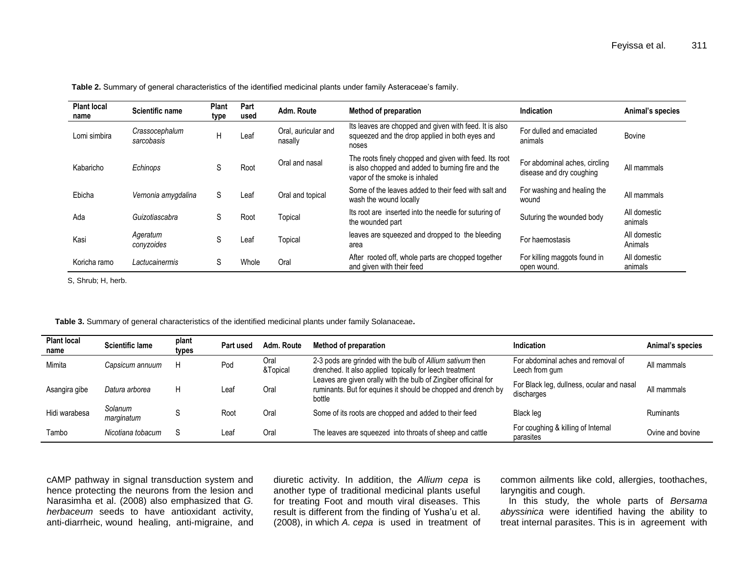**Table 2.** Summary of general characteristics of the identified medicinal plants under family Asteraceae's family.

| Plant local name | Scientific name | Plant type | Part used | Adm. Route | Method of preparation | Indication | Animal's species |
|---|---|---|---|---|---|---|---|
| Lomi simbira | *Crassocephalum sarcobasis* | H | Leaf | Oral, auricular and nasally | Its leaves are chopped and given with feed. It is also squeezed and the drop applied in both eyes and noses | For dulled and emaciated animals | Bovine |
| Kabaricho | *Echinops* | S | Root | Oral and nasal | The roots finely chopped and given with feed. Its root is also chopped and added to burning fire and the vapor of the smoke is inhaled | For abdominal aches, circling disease and dry coughing | All mammals |
| Ebicha | *Vernonia amygdalina* | S | Leaf | Oral and topical | Some of the leaves added to their feed with salt and wash the wound locally | For washing and healing the wound | All mammals |
| Ada | *Guizotiascabra* | S | Root | Topical | Its root are inserted into the needle for suturing of the wounded part | Suturing the wounded body | All domestic animals |
| Kasi | *Ageratum conyzoides* | S | Leaf | Topical | leaves are squeezed and dropped to the bleeding area | For haemostasis | All domestic Animals |
| Koricha ramo | *Lactucainermis* | S | Whole | Oral | After rooted off, whole parts are chopped together and given with their feed | For killing maggots found in open wound. | All domestic animals |

S, Shrub; H, herb.

**Table 3.** Summary of general characteristics of the identified medicinal plants under family Solanaceae**.**

| Plant local name | Scientific lame | plant types | Part used | Adm. Route | Method of preparation | Indication | Animal's species |
|---|---|---|---|---|---|---|---|
| Mimita | *Capsicum annuum* | H | Pod | Oral &Topical | 2-3 pods are grinded with the bulb of *Allium sativum* then drenched. It also applied topically for leech treatment | For abdominal aches and removal of Leech from gum | All mammals |
| Asangira gibe | *Datura arborea* | H | Leaf | Oral | Leaves are given orally with the bulb of Zingiber officinal for ruminants. But for equines it should be chopped and drench by bottle | For Black leg, dullness, ocular and nasal discharges | All mammals |
| Hidi warabesa | *Solanum marginatum* | S | Root | Oral | Some of its roots are chopped and added to their feed | Black leg | Ruminants |
| Tambo | *Nicotiana tobacum* | S | Leaf | Oral | The leaves are squeezed into throats of sheep and cattle | For coughing & killing of Internal parasites | Ovine and bovine |

cAMP pathway in signal transduction system and hence protecting the neurons from the lesion and Narasimha et al. (2008) also emphasized that *G. herbaceum* seeds to have antioxidant activity, anti-diarrheic, wound healing, anti-migraine, and diuretic activity. In addition, the *Allium cepa* is another type of traditional medicinal plants useful for treating Foot and mouth viral diseases. This result is different from the finding of Yusha'u et al. (2008), in which *A. cepa* is used in treatment of common ailments like cold, allergies, toothaches, laryngitis and cough.

In this study, the whole parts of *Bersama abyssinica* were identified having the ability to treat internal parasites. This is in agreement with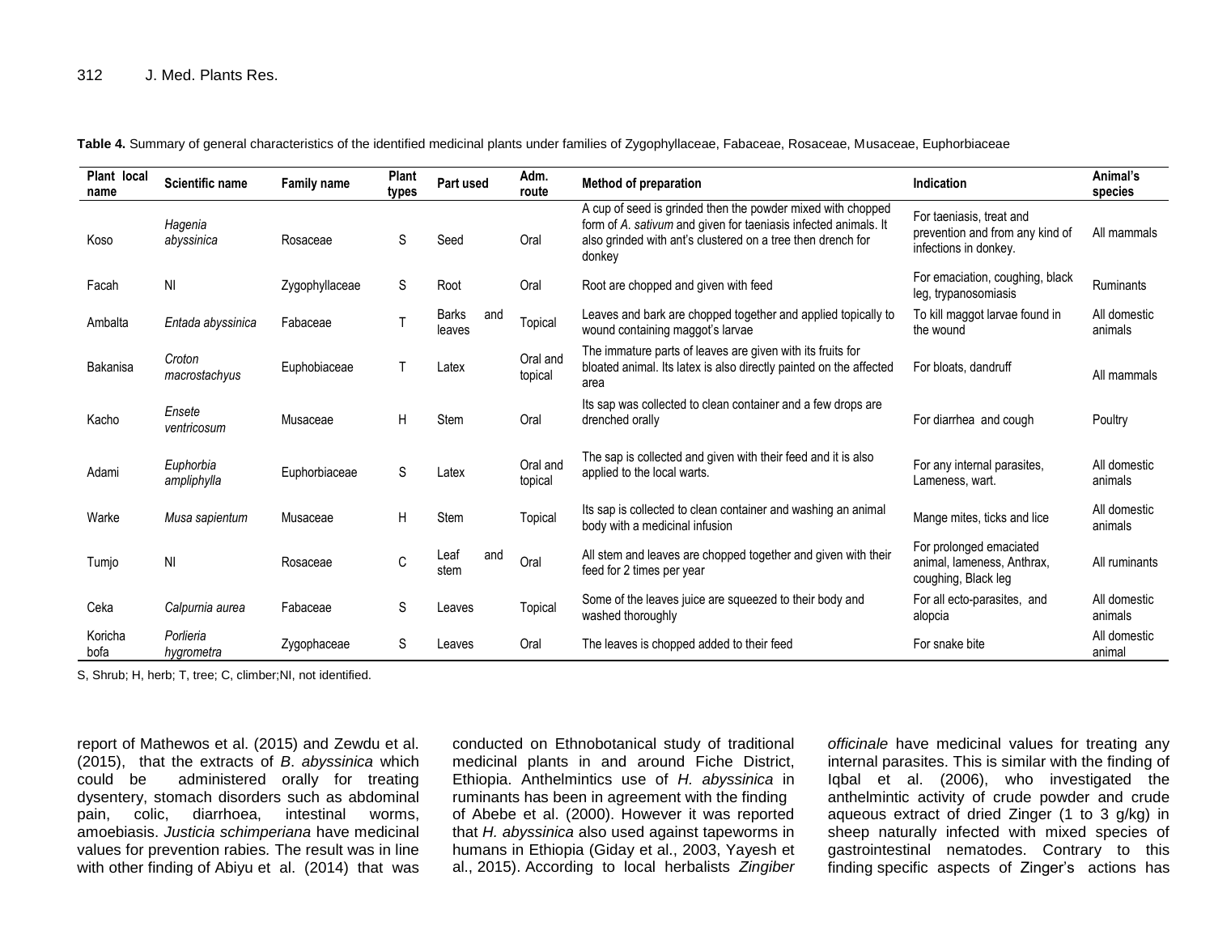**Table 4.** Summary of general characteristics of the identified medicinal plants under families of Zygophyllaceae, Fabaceae, Rosaceae, Musaceae, Euphorbiaceae

| Plant local name | Scientific name | Family name | Plant types | Part used | Adm. route | Method of preparation | Indication | Animal's species |
|---|---|---|---|---|---|---|---|---|
| Koso | *Hagenia abyssinica* | Rosaceae | S | Seed | Oral | A cup of seed is grinded then the powder mixed with chopped form of *A. sativum* and given for taeniasis infected animals. It also grinded with ant's clustered on a tree then drench for donkey | For taeniasis, treat and prevention and from any kind of infections in donkey. | All mammals |
| Facah | NI | Zygophyllaceae | S | Root | Oral | Root are chopped and given with feed | For emaciation, coughing, black leg, trypanosomiasis | Ruminants |
| Ambalta | *Entada abyssinica* | Fabaceae | T | Barks and leaves | Topical | Leaves and bark are chopped together and applied topically to wound containing maggot's larvae | To kill maggot larvae found in the wound | All domestic animals |
| Bakanisa | *Croton macrostachyus* | Euphobiaceae | T | Latex | Oral and topical | The immature parts of leaves are given with its fruits for bloated animal. Its latex is also directly painted on the affected area | For bloats, dandruff | All mammals |
| Kacho | *Ensete ventricosum* | Musaceae | H | Stem | Oral | Its sap was collected to clean container and a few drops are drenched orally | For diarrhea and cough | Poultry |
| Adami | *Euphorbia ampliphylla* | Euphorbiaceae | S | Latex | Oral and topical | The sap is collected and given with their feed and it is also applied to the local warts. | For any internal parasites, Lameness, wart. | All domestic animals |
| Warke | *Musa sapientum* | Musaceae | H | Stem | Topical | Its sap is collected to clean container and washing an animal body with a medicinal infusion | Mange mites, ticks and lice | All domestic animals |
| Tumjo | NI | Rosaceae | C | Leaf and stem | Oral | All stem and leaves are chopped together and given with their feed for 2 times per year | For prolonged emaciated animal, lameness, Anthrax, coughing, Black leg | All ruminants |
| Ceka | *Calpurnia aurea* | Fabaceae | S | Leaves | Topical | Some of the leaves juice are squeezed to their body and washed thoroughly | For all ecto-parasites, and alopcia | All domestic animals |
| Koricha bofa | *Porlieria hygrometra* | Zygophaceae | S | Leaves | Oral | The leaves is chopped added to their feed | For snake bite | All domestic animal |

S, Shrub; H, herb; T, tree; C, climber;NI, not identified.

report of Mathewos et al. (2015) and Zewdu et al. (2015), that the extracts of *B. abyssinica* which could be administered orally for treating dysentery, stomach disorders such as abdominal pain, colic, diarrhoea, intestinal worms, amoebiasis. *Justicia schimperiana* have medicinal values for prevention rabies. The result was in line with other finding of Abiyu et al. (2014) that was conducted on Ethnobotanical study of traditional medicinal plants in and around Fiche District, Ethiopia. Anthelmintics use of *H. abyssinica* in ruminants has been in agreement with the finding of Abebe et al. (2000). However it was reported that *H. abyssinica* also used against tapeworms in humans in Ethiopia (Giday et al., 2003, Yayesh et al., 2015). According to local herbalists *Zingiber officinale* have medicinal values for treating any internal parasites. This is similar with the finding of Iqbal et al. (2006), who investigated the anthelmintic activity of crude powder and crude aqueous extract of dried Zinger (1 to 3 g/kg) in sheep naturally infected with mixed species of gastrointestinal nematodes. Contrary to this finding specific aspects of Zinger's actions has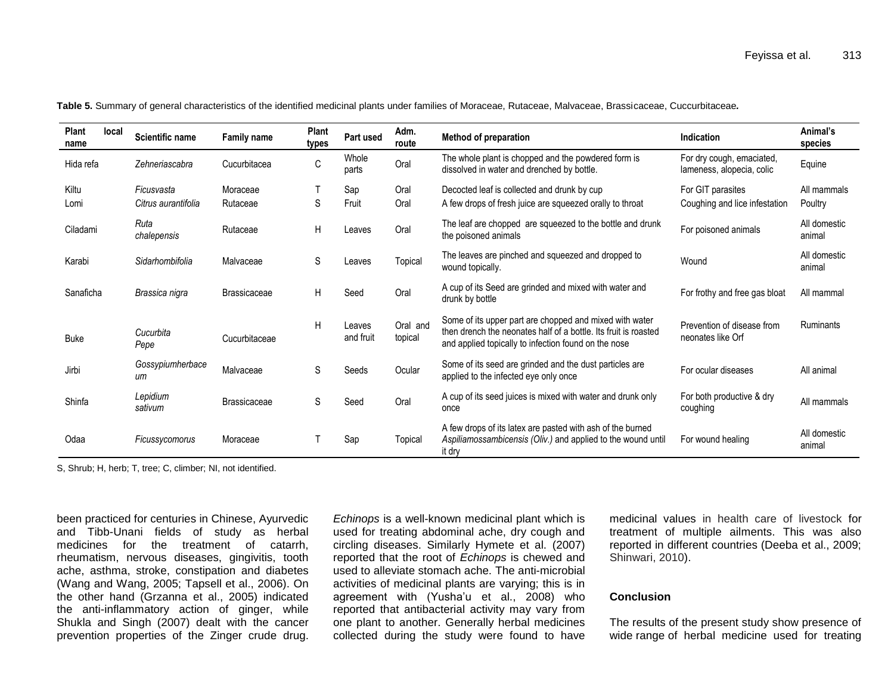**Table 5.** Summary of general characteristics of the identified medicinal plants under families of Moraceae, Rutaceae, Malvaceae, Brassicaceae, Cuccurbitaceae.

| Plant local name | Scientific name | Family name | Plant types | Part used | Adm. route | Method of preparation | Indication | Animal's species |
|---|---|---|---|---|---|---|---|---|
| Hida refa | *Zehneriascabra* | Cucurbitacea | C | Whole parts | Oral | The whole plant is chopped and the powdered form is dissolved in water and drenched by bottle. | For dry cough, emaciated, lameness, alopecia, colic | Equine |
| Kiltu | *Ficusvasta* | Moraceae | T | Sap | Oral | Decocted leaf is collected and drunk by cup | For GIT parasites | All mammals |
| Lomi | *Citrus aurantifolia* | Rutaceae | S | Fruit | Oral | A few drops of fresh juice are squeezed orally to throat | Coughing and lice infestation | Poultry |
| Ciladami | *Ruta chalepensis* | Rutaceae | H | Leaves | Oral | The leaf are chopped are squeezed to the bottle and drunk the poisoned animals | For poisoned animals | All domestic animal |
| Karabi | *Sidarhombifolia* | Malvaceae | S | Leaves | Topical | The leaves are pinched and squeezed and dropped to wound topically. | Wound | All domestic animal |
| Sanaficha | *Brassica nigra* | Brassicaceae | H | Seed | Oral | A cup of its Seed are grinded and mixed with water and drunk by bottle | For frothy and free gas bloat | All mammal |
| Buke | *Cucurbita Pepe* | Cucurbitaceae | H | Leaves and fruit | Oral and topical | Some of its upper part are chopped and mixed with water then drench the neonates half of a bottle. Its fruit is roasted and applied topically to infection found on the nose | Prevention of disease from neonates like Orf | Ruminants |
| Jirbi | *Gossypiumherbaceum* | Malvaceae | S | Seeds | Ocular | Some of its seed are grinded and the dust particles are applied to the infected eye only once | For ocular diseases | All animal |
| Shinfa | *Lepidium sativum* | Brassicaceae | S | Seed | Oral | A cup of its seed juices is mixed with water and drunk only once | For both productive & dry coughing | All mammals |
| Odaa | *Ficussycomorus* | Moraceae | T | Sap | Topical | A few drops of its latex are pasted with ash of the burned *Aspiliamossambicensis (Oliv.)* and applied to the wound until it dry | For wound healing | All domestic animal |

S, Shrub; H, herb; T, tree; C, climber; NI, not identified.

been practiced for centuries in Chinese, Ayurvedic and Tibb-Unani fields of study as herbal medicines for the treatment of catarrh, rheumatism, nervous diseases, gingivitis, tooth ache, asthma, stroke, constipation and diabetes (Wang and Wang, 2005; Tapsell et al., 2006). On the other hand (Grzanna et al., 2005) indicated the anti-inflammatory action of ginger, while Shukla and Singh (2007) dealt with the cancer prevention properties of the Zinger crude drug. *Echinops* is a well-known medicinal plant which is used for treating abdominal ache, dry cough and circling diseases. Similarly Hymete et al. (2007) reported that the root of *Echinops* is chewed and used to alleviate stomach ache. The anti-microbial activities of medicinal plants are varying; this is in agreement with (Yusha'u et al., 2008) who reported that antibacterial activity may vary from one plant to another. Generally herbal medicines collected during the study were found to have medicinal values in health care of livestock for treatment of multiple ailments. This was also reported in different countries (Deeba et al., 2009; Shinwari, 2010).

## Conclusion

The results of the present study show presence of wide range of herbal medicine used for treating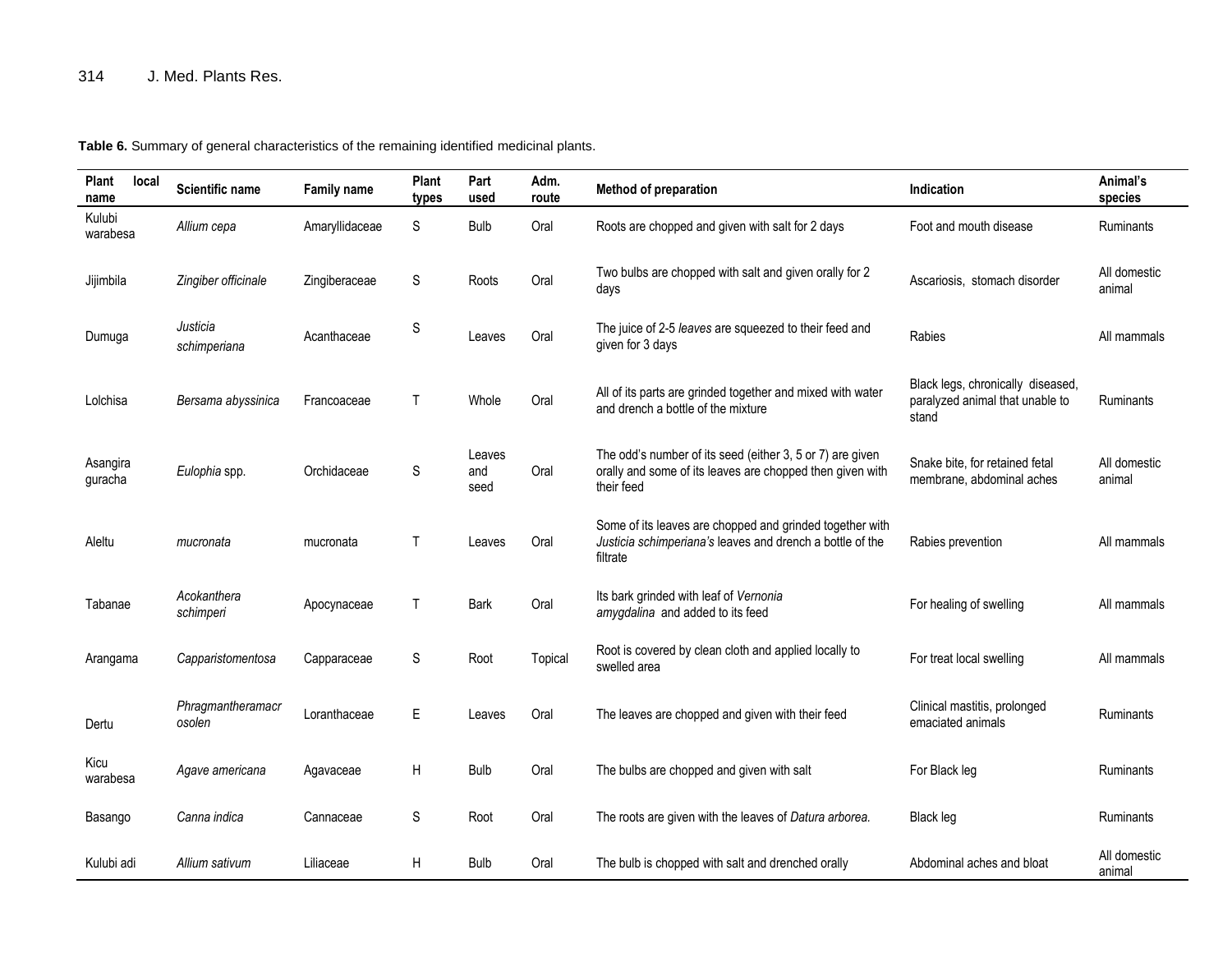**Table 6.** Summary of general characteristics of the remaining identified medicinal plants.

| Plant local name | Scientific name | Family name | Plant types | Part used | Adm. route | Method of preparation | Indication | Animal's species |
|---|---|---|---|---|---|---|---|---|
| Kulubi warabesa | *Allium cepa* | Amaryllidaceae | S | Bulb | Oral | Roots are chopped and given with salt for 2 days | Foot and mouth disease | Ruminants |
| Jijimbila | *Zingiber officinale* | Zingiberaceae | S | Roots | Oral | Two bulbs are chopped with salt and given orally for 2 days | Ascariosis, stomach disorder | All domestic animal |
| Dumuga | *Justicia schimperiana* | Acanthaceae | S | Leaves | Oral | The juice of 2-5 *leaves* are squeezed to their feed and given for 3 days | Rabies | All mammals |
| Lolchisa | *Bersama abyssinica* | Francoaceae | T | Whole | Oral | All of its parts are grinded together and mixed with water and drench a bottle of the mixture | Black legs, chronically diseased, paralyzed animal that unable to stand | Ruminants |
| Asangira guracha | *Eulophia* spp. | Orchidaceae | S | Leaves and seed | Oral | The odd's number of its seed (either 3, 5 or 7) are given orally and some of its leaves are chopped then given with their feed | Snake bite, for retained fetal membrane, abdominal aches | All domestic animal |
| Aleltu | *mucronata* | mucronata | T | Leaves | Oral | Some of its leaves are chopped and grinded together with *Justicia schimperiana's* leaves and drench a bottle of the filtrate | Rabies prevention | All mammals |
| Tabanae | *Acokanthera schimperi* | Apocynaceae | T | Bark | Oral | Its bark grinded with leaf of *Vernonia amygdalina* and added to its feed | For healing of swelling | All mammals |
| Arangama | *Capparistomentosa* | Capparaceae | S | Root | Topical | Root is covered by clean cloth and applied locally to swelled area | For treat local swelling | All mammals |
| Dertu | *Phragmantheramacrosolen* | Loranthaceae | E | Leaves | Oral | The leaves are chopped and given with their feed | Clinical mastitis, prolonged emaciated animals | Ruminants |
| Kicu warabesa | *Agave americana* | Agavaceae | H | Bulb | Oral | The bulbs are chopped and given with salt | For Black leg | Ruminants |
| Basango | *Canna indica* | Cannaceae | S | Root | Oral | The roots are given with the leaves of *Datura arborea.* | Black leg | Ruminants |
| Kulubi adi | *Allium sativum* | Liliaceae | H | Bulb | Oral | The bulb is chopped with salt and drenched orally | Abdominal aches and bloat | All domestic animal |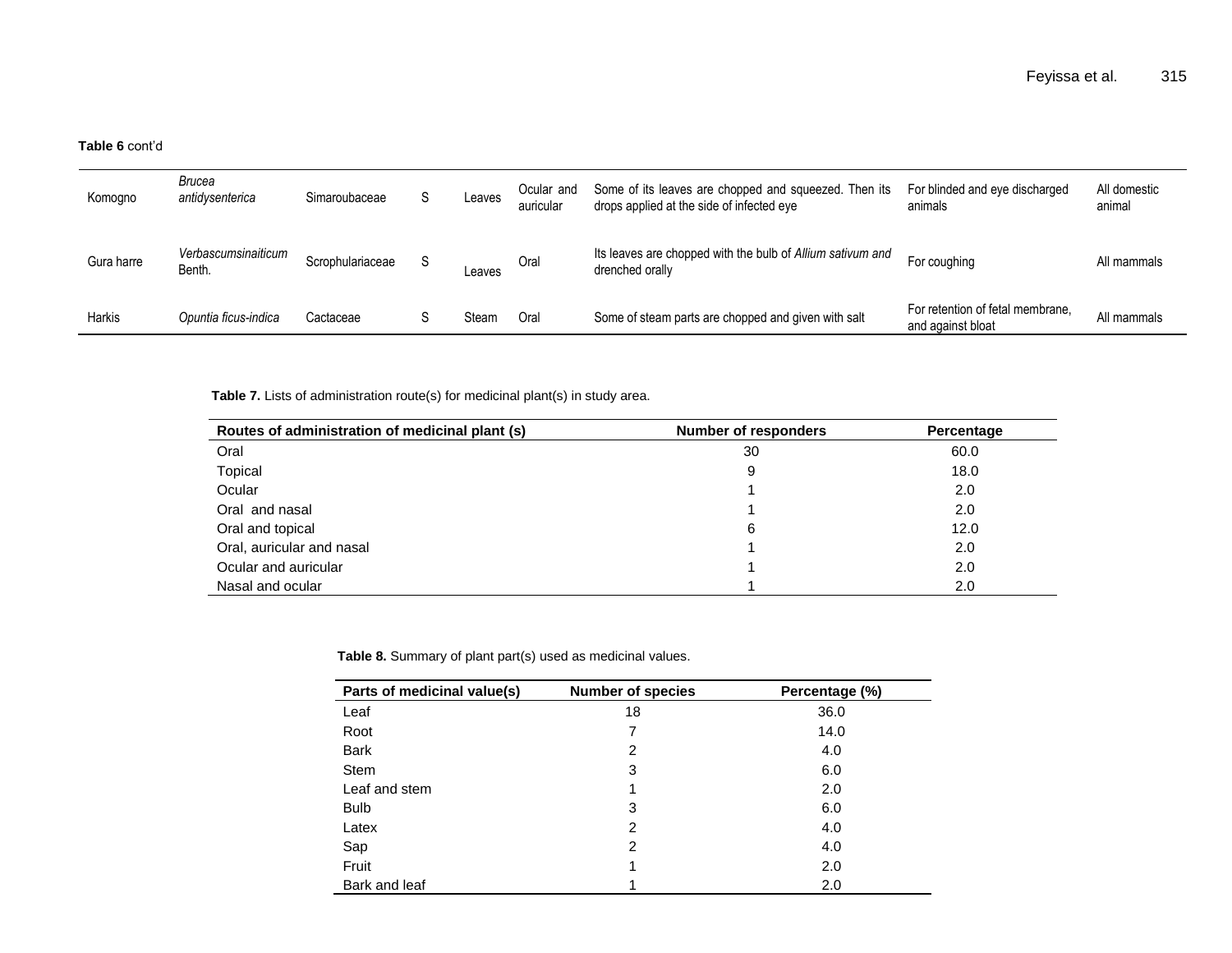**Table 6** cont'd

| | | | | | | | | |
|---|---|---|---|---|---|---|---|---|
| Komogno | *Brucea antidysenterica* | Simaroubaceae | S | Leaves | Ocular and auricular | Some of its leaves are chopped and squeezed. Then its drops applied at the side of infected eye | For blinded and eye discharged animals | All domestic animal |
| Gura harre | *Verbascumsinaiticum* Benth. | Scrophulariaceae | S | Leaves | Oral | Its leaves are chopped with the bulb of *Allium sativum and* drenched orally | For coughing | All mammals |
| Harkis | *Opuntia ficus-indica* | Cactaceae | S | Steam | Oral | Some of steam parts are chopped and given with salt | For retention of fetal membrane, and against bloat | All mammals |

**Table 7.** Lists of administration route(s) for medicinal plant(s) in study area.

| Routes of administration of medicinal plant (s) | Number of responders | Percentage |
|---|---|---|
| Oral | 30 | 60.0 |
| Topical | 9 | 18.0 |
| Ocular | 1 | 2.0 |
| Oral and nasal | 1 | 2.0 |
| Oral and topical | 6 | 12.0 |
| Oral, auricular and nasal | 1 | 2.0 |
| Ocular and auricular | 1 | 2.0 |
| Nasal and ocular | 1 | 2.0 |

**Table 8.** Summary of plant part(s) used as medicinal values.

| Parts of medicinal value(s) | Number of species | Percentage (%) |
|---|---|---|
| Leaf | 18 | 36.0 |
| Root | 7 | 14.0 |
| Bark | 2 | 4.0 |
| Stem | 3 | 6.0 |
| Leaf and stem | 1 | 2.0 |
| Bulb | 3 | 6.0 |
| Latex | 2 | 4.0 |
| Sap | 2 | 4.0 |
| Fruit | 1 | 2.0 |
| Bark and leaf | 1 | 2.0 |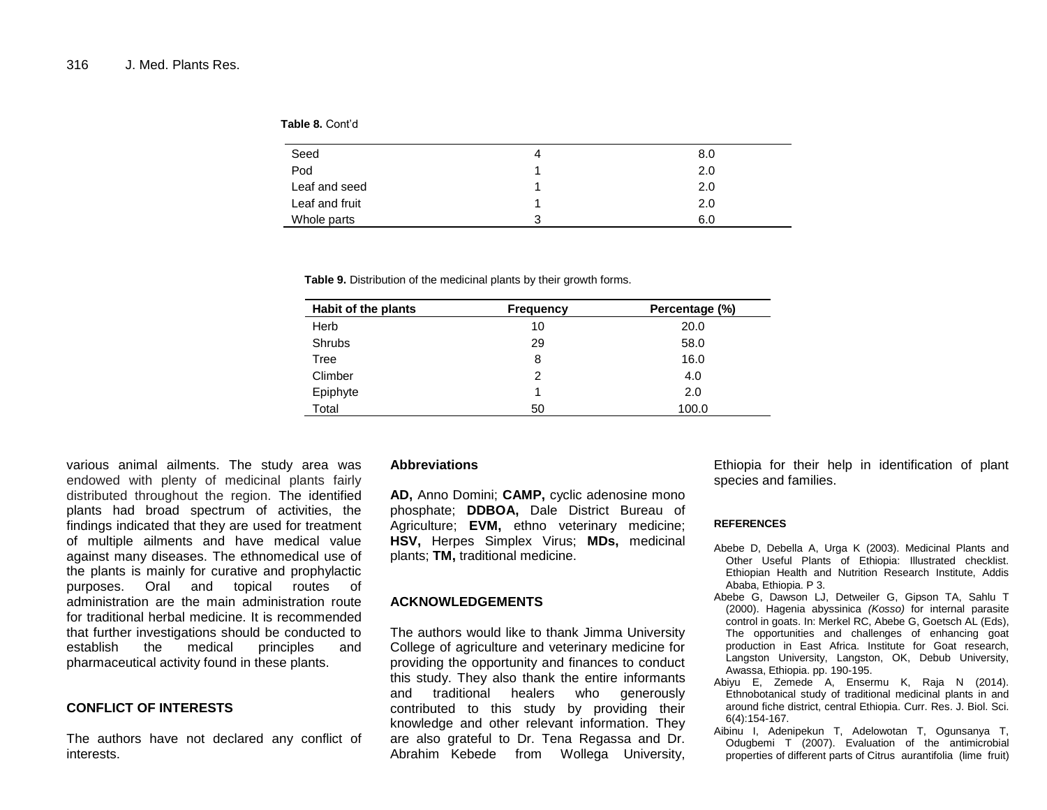**Table 8.** Cont'd

| | | |
|---|---|---|
| Seed | 4 | 8.0 |
| Pod | 1 | 2.0 |
| Leaf and seed | 1 | 2.0 |
| Leaf and fruit | 1 | 2.0 |
| Whole parts | 3 | 6.0 |

**Table 9.** Distribution of the medicinal plants by their growth forms.

| Habit of the plants | Frequency | Percentage (%) |
|---|---|---|
| Herb | 10 | 20.0 |
| Shrubs | 29 | 58.0 |
| Tree | 8 | 16.0 |
| Climber | 2 | 4.0 |
| Epiphyte | 1 | 2.0 |
| Total | 50 | 100.0 |

various animal ailments. The study area was endowed with plenty of medicinal plants fairly distributed throughout the region. The identified plants had broad spectrum of activities, the findings indicated that they are used for treatment of multiple ailments and have medical value against many diseases. The ethnomedical use of the plants is mainly for curative and prophylactic purposes. Oral and topical routes of administration are the main administration route for traditional herbal medicine. It is recommended that further investigations should be conducted to establish the medical principles and pharmaceutical activity found in these plants.

## CONFLICT OF INTERESTS

The authors have not declared any conflict of interests.

## Abbreviations

**AD,** Anno Domini; **CAMP,** cyclic adenosine mono phosphate; **DDBOA,** Dale District Bureau of Agriculture; **EVM,** ethno veterinary medicine; **HSV,** Herpes Simplex Virus; **MDs,** medicinal plants; **TM,** traditional medicine.

## ACKNOWLEDGEMENTS

The authors would like to thank Jimma University College of agriculture and veterinary medicine for providing the opportunity and finances to conduct this study. They also thank the entire informants and traditional healers who generously contributed to this study by providing their knowledge and other relevant information. They are also grateful to Dr. Tena Regassa and Dr. Abrahim Kebede from Wollega University, Ethiopia for their help in identification of plant species and families.

## REFERENCES

Abebe D, Debella A, Urga K (2003). Medicinal Plants and Other Useful Plants of Ethiopia: Illustrated checklist. Ethiopian Health and Nutrition Research Institute, Addis Ababa, Ethiopia. P 3.

Abebe G, Dawson LJ, Detweiler G, Gipson TA, Sahlu T (2000). Hagenia abyssinica *(Kosso)* for internal parasite control in goats. In: Merkel RC, Abebe G, Goetsch AL (Eds), The opportunities and challenges of enhancing goat production in East Africa. Institute for Goat research, Langston University, Langston, OK, Debub University, Awassa, Ethiopia. pp. 190-195.

Abiyu E, Zemede A, Ensermu K, Raja N (2014). Ethnobotanical study of traditional medicinal plants in and around fiche district, central Ethiopia. Curr. Res. J. Biol. Sci. 6(4):154-167.

Aibinu I, Adenipekun T, Adelowotan T, Ogunsanya T, Odugbemi T (2007). Evaluation of the antimicrobial properties of different parts of Citrus aurantifolia (lime fruit)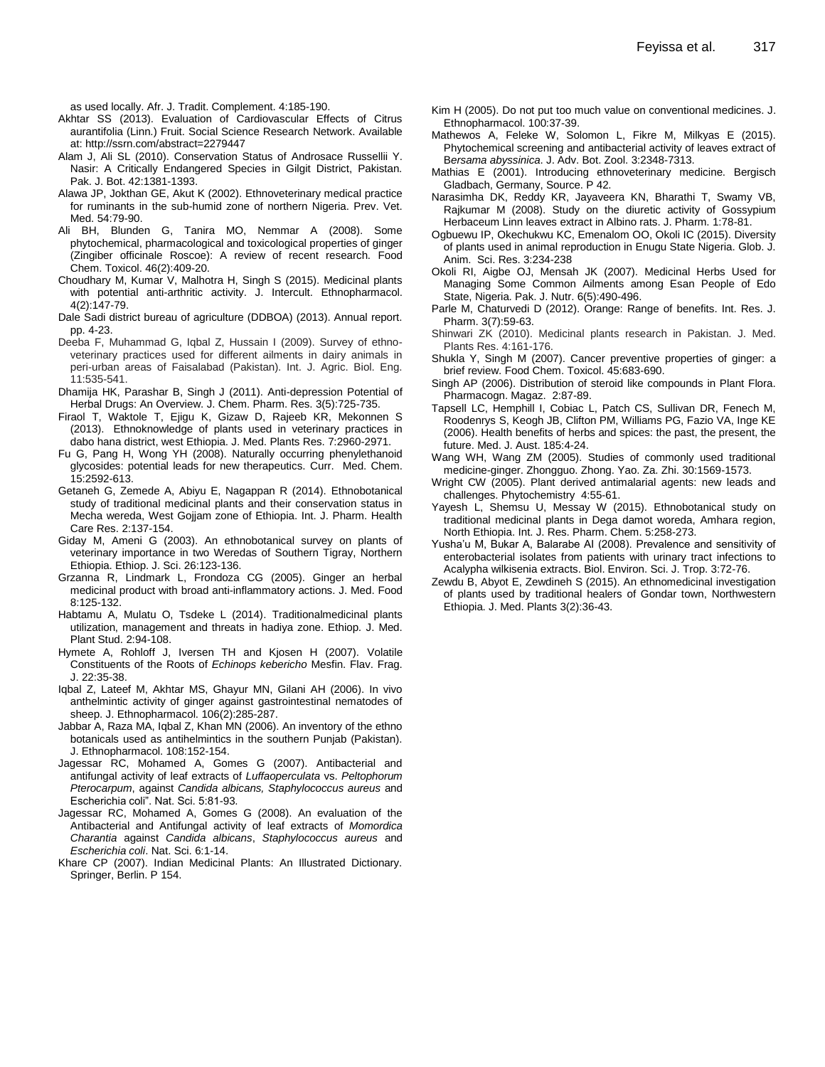as used locally. Afr. J. Tradit. Complement. 4:185-190.

Akhtar SS (2013). Evaluation of Cardiovascular Effects of Citrus aurantifolia (Linn.) Fruit. Social Science Research Network. Available at: http://ssrn.com/abstract=2279447

Alam J, Ali SL (2010). Conservation Status of Androsace Russellii Y. Nasir: A Critically Endangered Species in Gilgit District, Pakistan. Pak. J. Bot. 42:1381-1393.

Alawa JP, Jokthan GE, Akut K (2002). Ethnoveterinary medical practice for ruminants in the sub-humid zone of northern Nigeria. Prev. Vet. Med. 54:79-90.

Ali BH, Blunden G, Tanira MO, Nemmar A (2008). Some phytochemical, pharmacological and toxicological properties of ginger (Zingiber officinale Roscoe): A review of recent research. Food Chem. Toxicol. 46(2):409-20.

Choudhary M, Kumar V, Malhotra H, Singh S (2015). Medicinal plants with potential anti-arthritic activity. J. Intercult. Ethnopharmacol. 4(2):147-79.

Dale Sadi district bureau of agriculture (DDBOA) (2013). Annual report. pp. 4-23.

Deeba F, Muhammad G, Iqbal Z, Hussain I (2009). Survey of ethno-veterinary practices used for different ailments in dairy animals in peri-urban areas of Faisalabad (Pakistan). Int. J. Agric. Biol. Eng. 11:535-541.

Dhamija HK, Parashar B, Singh J (2011). Anti-depression Potential of Herbal Drugs: An Overview. J. Chem. Pharm. Res. 3(5):725-735.

Firaol T, Waktole T, Ejigu K, Gizaw D, Rajeeb KR, Mekonnen S (2013). Ethnoknowledge of plants used in veterinary practices in dabo hana district, west Ethiopia. J. Med. Plants Res. 7:2960-2971.

Fu G, Pang H, Wong YH (2008). Naturally occurring phenylethanoid glycosides: potential leads for new therapeutics. Curr. Med. Chem. 15:2592-613.

Getaneh G, Zemede A, Abiyu E, Nagappan R (2014). Ethnobotanical study of traditional medicinal plants and their conservation status in Mecha wereda, West Gojjam zone of Ethiopia. Int. J. Pharm. Health Care Res. 2:137-154.

Giday M, Ameni G (2003). An ethnobotanical survey on plants of veterinary importance in two Weredas of Southern Tigray, Northern Ethiopia. Ethiop. J. Sci. 26:123-136.

Grzanna R, Lindmark L, Frondoza CG (2005). Ginger an herbal medicinal product with broad anti-inflammatory actions. J. Med. Food 8:125-132.

Habtamu A, Mulatu O, Tsdeke L (2014). Traditionalmedicinal plants utilization, management and threats in hadiya zone. Ethiop. J. Med. Plant Stud. 2:94-108.

Hymete A, Rohloff J, Iversen TH and Kjosen H (2007). Volatile Constituents of the Roots of *Echinops kebericho* Mesfin. Flav. Frag. J. 22:35-38.

Iqbal Z, Lateef M, Akhtar MS, Ghayur MN, Gilani AH (2006). In vivo anthelmintic activity of ginger against gastrointestinal nematodes of sheep. J. Ethnopharmacol. 106(2):285-287.

Jabbar A, Raza MA, Iqbal Z, Khan MN (2006). An inventory of the ethno botanicals used as antihelmintics in the southern Punjab (Pakistan). J. Ethnopharmacol. 108:152-154.

Jagessar RC, Mohamed A, Gomes G (2007). Antibacterial and antifungal activity of leaf extracts of *Luffaoperculata* vs. *Peltophorum Pterocarpum*, against *Candida albicans, Staphylococcus aureus* and Escherichia coli". Nat. Sci. 5:81-93.

Jagessar RC, Mohamed A, Gomes G (2008). An evaluation of the Antibacterial and Antifungal activity of leaf extracts of *Momordica Charantia* against *Candida albicans*, *Staphylococcus aureus* and *Escherichia coli*. Nat. Sci. 6:1-14.

Khare CP (2007). Indian Medicinal Plants: An Illustrated Dictionary. Springer, Berlin. P 154.

Kim H (2005). Do not put too much value on conventional medicines. J. Ethnopharmacol. 100:37-39.

Mathewos A, Feleke W, Solomon L, Fikre M, Milkyas E (2015). Phytochemical screening and antibacterial activity of leaves extract of B*ersama abyssinica*. J. Adv. Bot. Zool. 3:2348-7313.

Mathias E (2001). Introducing ethnoveterinary medicine. Bergisch Gladbach, Germany, Source. P 42.

Narasimha DK, Reddy KR, Jayaveera KN, Bharathi T, Swamy VB, Rajkumar M (2008). Study on the diuretic activity of Gossypium Herbaceum Linn leaves extract in Albino rats. J. Pharm. 1:78-81.

Ogbuewu IP, Okechukwu KC, Emenalom OO, Okoli IC (2015). Diversity of plants used in animal reproduction in Enugu State Nigeria. Glob. J. Anim. Sci. Res. 3:234-238

Okoli RI, Aigbe OJ, Mensah JK (2007). Medicinal Herbs Used for Managing Some Common Ailments among Esan People of Edo State, Nigeria. Pak. J. Nutr. 6(5):490-496.

Parle M, Chaturvedi D (2012). Orange: Range of benefits. Int. Res. J. Pharm. 3(7):59-63.

Shinwari ZK (2010). Medicinal plants research in Pakistan. J. Med. Plants Res. 4:161-176.

Shukla Y, Singh M (2007). Cancer preventive properties of ginger: a brief review. Food Chem. Toxicol. 45:683-690.

Singh AP (2006). Distribution of steroid like compounds in Plant Flora. Pharmacogn. Magaz. 2:87-89.

Tapsell LC, Hemphill I, Cobiac L, Patch CS, Sullivan DR, Fenech M, Roodenrys S, Keogh JB, Clifton PM, Williams PG, Fazio VA, Inge KE (2006). Health benefits of herbs and spices: the past, the present, the future. Med. J. Aust. 185:4-24.

Wang WH, Wang ZM (2005). Studies of commonly used traditional medicine-ginger. Zhongguo. Zhong. Yao. Za. Zhi. 30:1569-1573.

Wright CW (2005). Plant derived antimalarial agents: new leads and challenges. Phytochemistry 4:55-61.

Yayesh L, Shemsu U, Messay W (2015). Ethnobotanical study on traditional medicinal plants in Dega damot woreda, Amhara region, North Ethiopia. Int. J. Res. Pharm. Chem. 5:258-273.

Yusha'u M, Bukar A, Balarabe AI (2008). Prevalence and sensitivity of enterobacterial isolates from patients with urinary tract infections to Acalypha wilkisenia extracts. Biol. Environ. Sci. J. Trop. 3:72-76.

Zewdu B, Abyot E, Zewdineh S (2015). An ethnomedicinal investigation of plants used by traditional healers of Gondar town, Northwestern Ethiopia. J. Med. Plants 3(2):36-43.